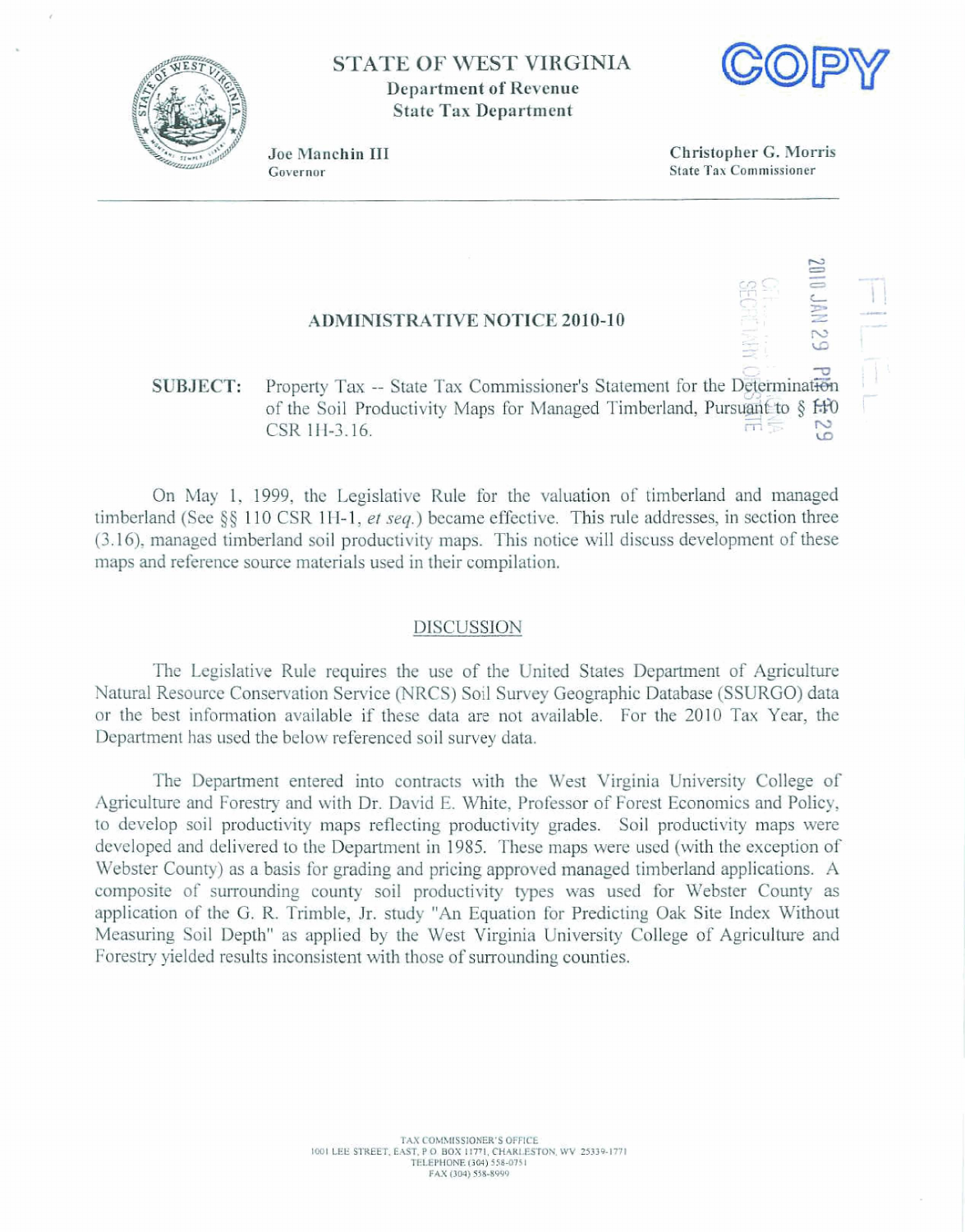# STATE OF WEST VIRGINIA

**Department of Revenue**
**State Tax Department**

COPY

**Joe Manchin III**
Governor

**Christopher G. Morris**
State Tax Commissioner

## ADMINISTRATIVE NOTICE 2010-10

**SUBJECT:** Property Tax -- State Tax Commissioner's Statement for the Determination of the Soil Productivity Maps for Managed Timberland, Pursuant to § 110 CSR 1H-3.16.

On May 1, 1999, the Legislative Rule for the valuation of timberland and managed timberland (See §§ 110 CSR 1H-1, *et seq.*) became effective. This rule addresses, in section three (3.16), managed timberland soil productivity maps. This notice will discuss development of these maps and reference source materials used in their compilation.

### DISCUSSION

The Legislative Rule requires the use of the United States Department of Agriculture Natural Resource Conservation Service (NRCS) Soil Survey Geographic Database (SSURGO) data or the best information available if these data are not available. For the 2010 Tax Year, the Department has used the below referenced soil survey data.

The Department entered into contracts with the West Virginia University College of Agriculture and Forestry and with Dr. David E. White, Professor of Forest Economics and Policy, to develop soil productivity maps reflecting productivity grades. Soil productivity maps were developed and delivered to the Department in 1985. These maps were used (with the exception of Webster County) as a basis for grading and pricing approved managed timberland applications. A composite of surrounding county soil productivity types was used for Webster County as application of the G. R. Trimble, Jr. study "An Equation for Predicting Oak Site Index Without Measuring Soil Depth" as applied by the West Virginia University College of Agriculture and Forestry yielded results inconsistent with those of surrounding counties.

TAX COMMISSIONER'S OFFICE
1001 LEE STREET, EAST, P.O. BOX 11771, CHARLESTON, WV 25339-1771
TELEPHONE (304) 558-0751
FAX (304) 558-8999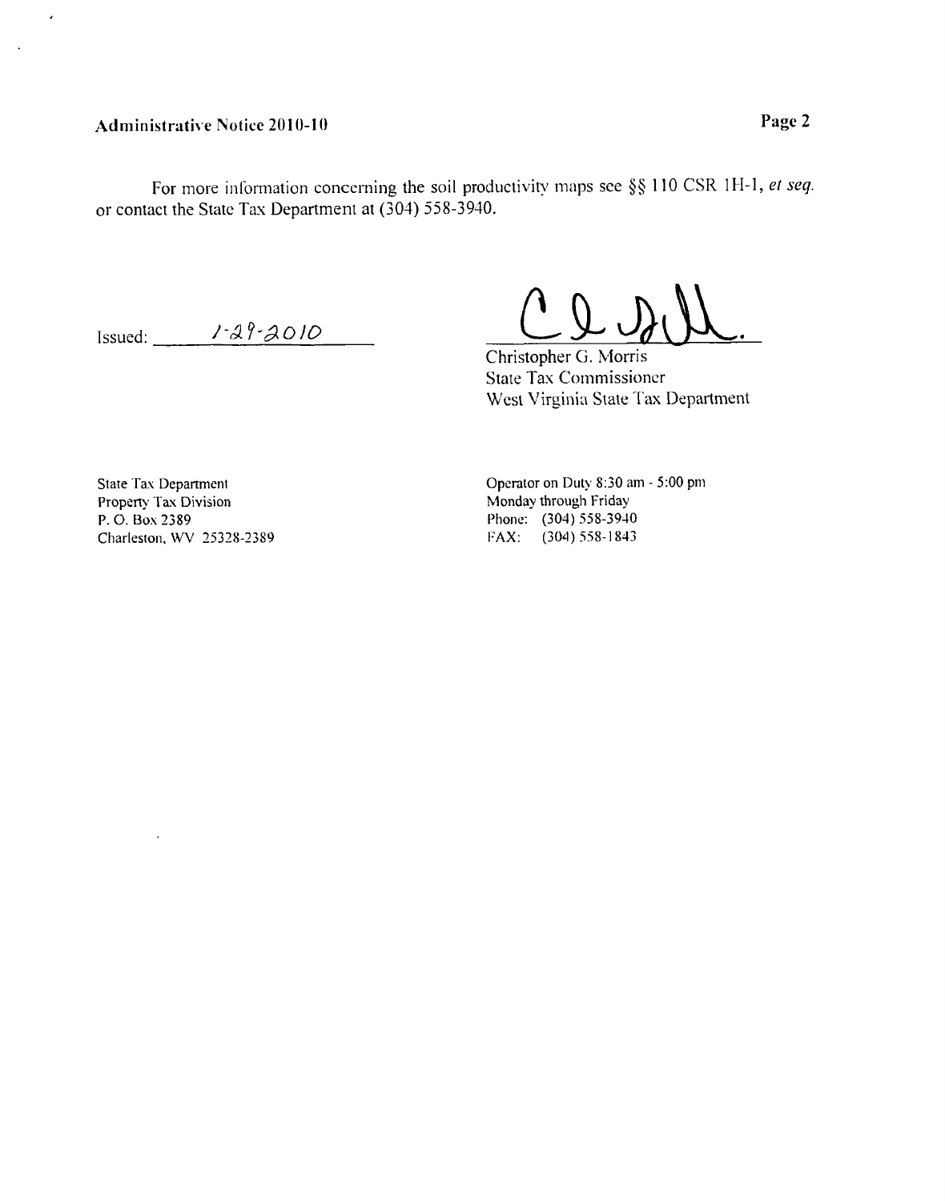For more information concerning the soil productivity maps see §§ 110 CSR 1H-1, *et seq.* or contact the State Tax Department at (304) 558-3940.

Issued: 1-29-2010

Christopher G. Morris
State Tax Commissioner
West Virginia State Tax Department

State Tax Department
Property Tax Division
P. O. Box 2389
Charleston, WV 25328-2389

Operator on Duty 8:30 am - 5:00 pm
Monday through Friday
Phone: (304) 558-3940
FAX: (304) 558-1843